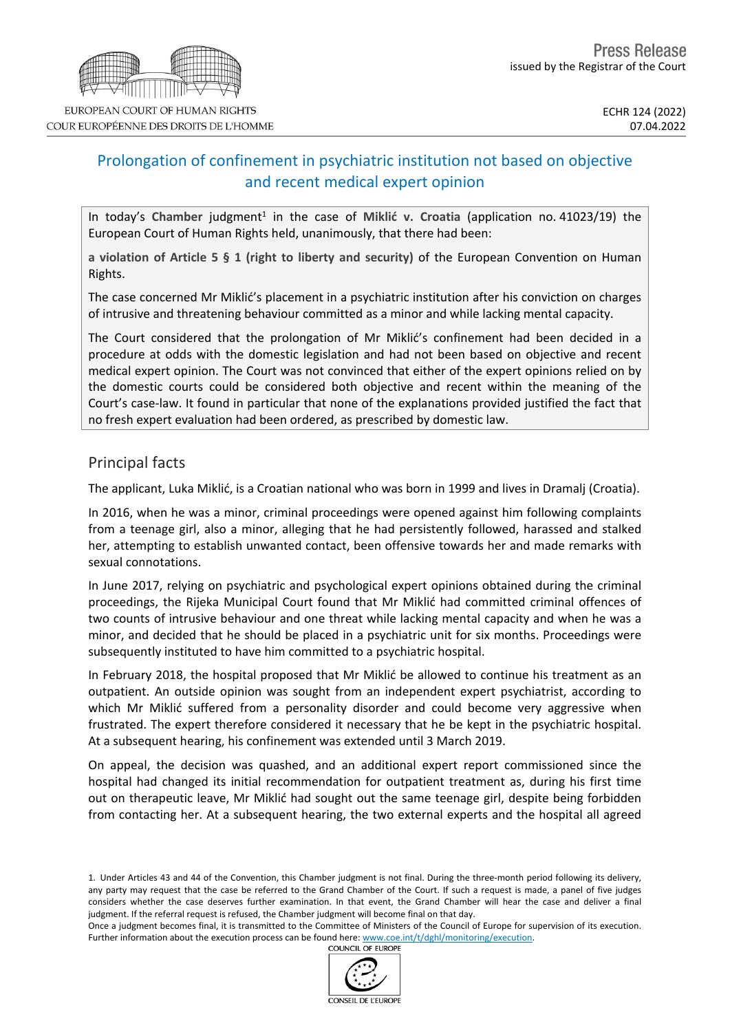EUROPEAN COURT OF HUMAN RIGHTS
COUR EUROPÉENNE DES DROITS DE L'HOMME

Press Release
issued by the Registrar of the Court

ECHR 124 (2022)
07.04.2022

# Prolongation of confinement in psychiatric institution not based on objective and recent medical expert opinion

In today's **Chamber** judgment[1] in the case of **Miklić v. Croatia** (application no. 41023/19) the European Court of Human Rights held, unanimously, that there had been:

**a violation of Article 5 § 1 (right to liberty and security)** of the European Convention on Human Rights.

The case concerned Mr Miklić's placement in a psychiatric institution after his conviction on charges of intrusive and threatening behaviour committed as a minor and while lacking mental capacity.

The Court considered that the prolongation of Mr Miklić's confinement had been decided in a procedure at odds with the domestic legislation and had not been based on objective and recent medical expert opinion. The Court was not convinced that either of the expert opinions relied on by the domestic courts could be considered both objective and recent within the meaning of the Court's case-law. It found in particular that none of the explanations provided justified the fact that no fresh expert evaluation had been ordered, as prescribed by domestic law.

## Principal facts

The applicant, Luka Miklić, is a Croatian national who was born in 1999 and lives in Dramalj (Croatia).

In 2016, when he was a minor, criminal proceedings were opened against him following complaints from a teenage girl, also a minor, alleging that he had persistently followed, harassed and stalked her, attempting to establish unwanted contact, been offensive towards her and made remarks with sexual connotations.

In June 2017, relying on psychiatric and psychological expert opinions obtained during the criminal proceedings, the Rijeka Municipal Court found that Mr Miklić had committed criminal offences of two counts of intrusive behaviour and one threat while lacking mental capacity and when he was a minor, and decided that he should be placed in a psychiatric unit for six months. Proceedings were subsequently instituted to have him committed to a psychiatric hospital.

In February 2018, the hospital proposed that Mr Miklić be allowed to continue his treatment as an outpatient. An outside opinion was sought from an independent expert psychiatrist, according to which Mr Miklić suffered from a personality disorder and could become very aggressive when frustrated. The expert therefore considered it necessary that he be kept in the psychiatric hospital. At a subsequent hearing, his confinement was extended until 3 March 2019.

On appeal, the decision was quashed, and an additional expert report commissioned since the hospital had changed its initial recommendation for outpatient treatment as, during his first time out on therapeutic leave, Mr Miklić had sought out the same teenage girl, despite being forbidden from contacting her. At a subsequent hearing, the two external experts and the hospital all agreed

1. Under Articles 43 and 44 of the Convention, this Chamber judgment is not final. During the three-month period following its delivery, any party may request that the case be referred to the Grand Chamber of the Court. If such a request is made, a panel of five judges considers whether the case deserves further examination. In that event, the Grand Chamber will hear the case and deliver a final judgment. If the referral request is refused, the Chamber judgment will become final on that day.
Once a judgment becomes final, it is transmitted to the Committee of Ministers of the Council of Europe for supervision of its execution. Further information about the execution process can be found here: www.coe.int/t/dghl/monitoring/execution.

COUNCIL OF EUROPE
CONSEIL DE L'EUROPE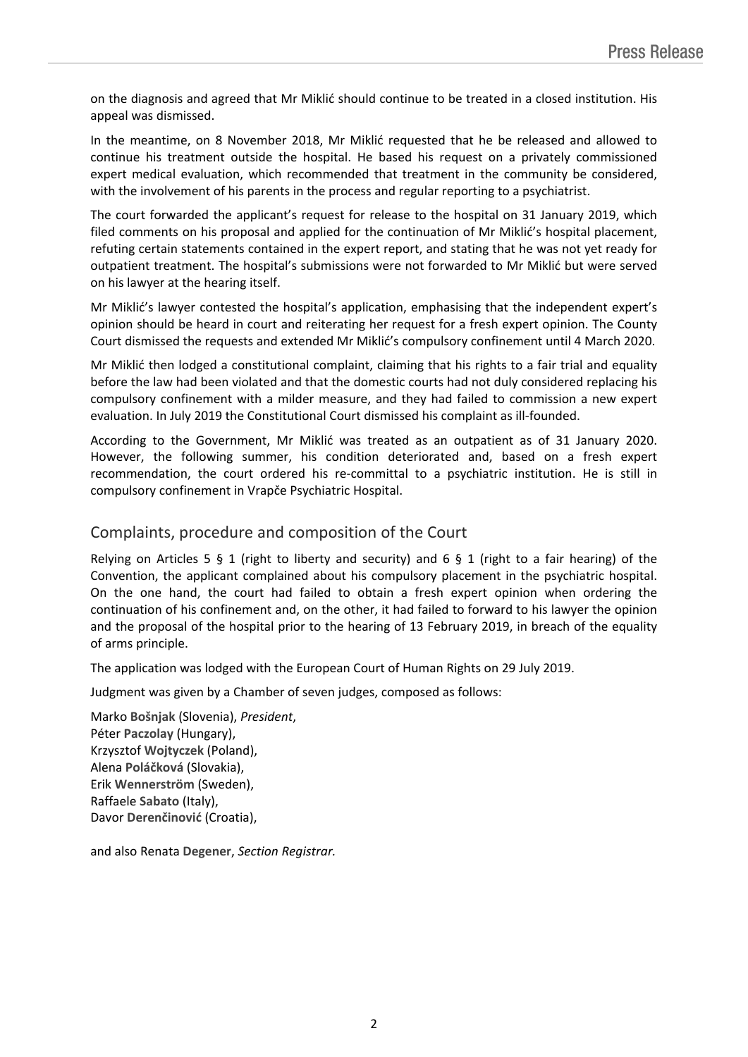on the diagnosis and agreed that Mr Miklić should continue to be treated in a closed institution. His appeal was dismissed.

In the meantime, on 8 November 2018, Mr Miklić requested that he be released and allowed to continue his treatment outside the hospital. He based his request on a privately commissioned expert medical evaluation, which recommended that treatment in the community be considered, with the involvement of his parents in the process and regular reporting to a psychiatrist.

The court forwarded the applicant's request for release to the hospital on 31 January 2019, which filed comments on his proposal and applied for the continuation of Mr Miklić's hospital placement, refuting certain statements contained in the expert report, and stating that he was not yet ready for outpatient treatment. The hospital's submissions were not forwarded to Mr Miklić but were served on his lawyer at the hearing itself.

Mr Miklić's lawyer contested the hospital's application, emphasising that the independent expert's opinion should be heard in court and reiterating her request for a fresh expert opinion. The County Court dismissed the requests and extended Mr Miklić's compulsory confinement until 4 March 2020.

Mr Miklić then lodged a constitutional complaint, claiming that his rights to a fair trial and equality before the law had been violated and that the domestic courts had not duly considered replacing his compulsory confinement with a milder measure, and they had failed to commission a new expert evaluation. In July 2019 the Constitutional Court dismissed his complaint as ill-founded.

According to the Government, Mr Miklić was treated as an outpatient as of 31 January 2020. However, the following summer, his condition deteriorated and, based on a fresh expert recommendation, the court ordered his re-committal to a psychiatric institution. He is still in compulsory confinement in Vrapče Psychiatric Hospital.

## Complaints, procedure and composition of the Court

Relying on Articles 5 § 1 (right to liberty and security) and 6 § 1 (right to a fair hearing) of the Convention, the applicant complained about his compulsory placement in the psychiatric hospital. On the one hand, the court had failed to obtain a fresh expert opinion when ordering the continuation of his confinement and, on the other, it had failed to forward to his lawyer the opinion and the proposal of the hospital prior to the hearing of 13 February 2019, in breach of the equality of arms principle.

The application was lodged with the European Court of Human Rights on 29 July 2019.

Judgment was given by a Chamber of seven judges, composed as follows:

Marko **Bošnjak** (Slovenia), *President*,
Péter **Paczolay** (Hungary),
Krzysztof **Wojtyczek** (Poland),
Alena **Poláčková** (Slovakia),
Erik **Wennerström** (Sweden),
Raffaele **Sabato** (Italy),
Davor **Derenčinović** (Croatia),

and also Renata **Degener**, *Section Registrar.*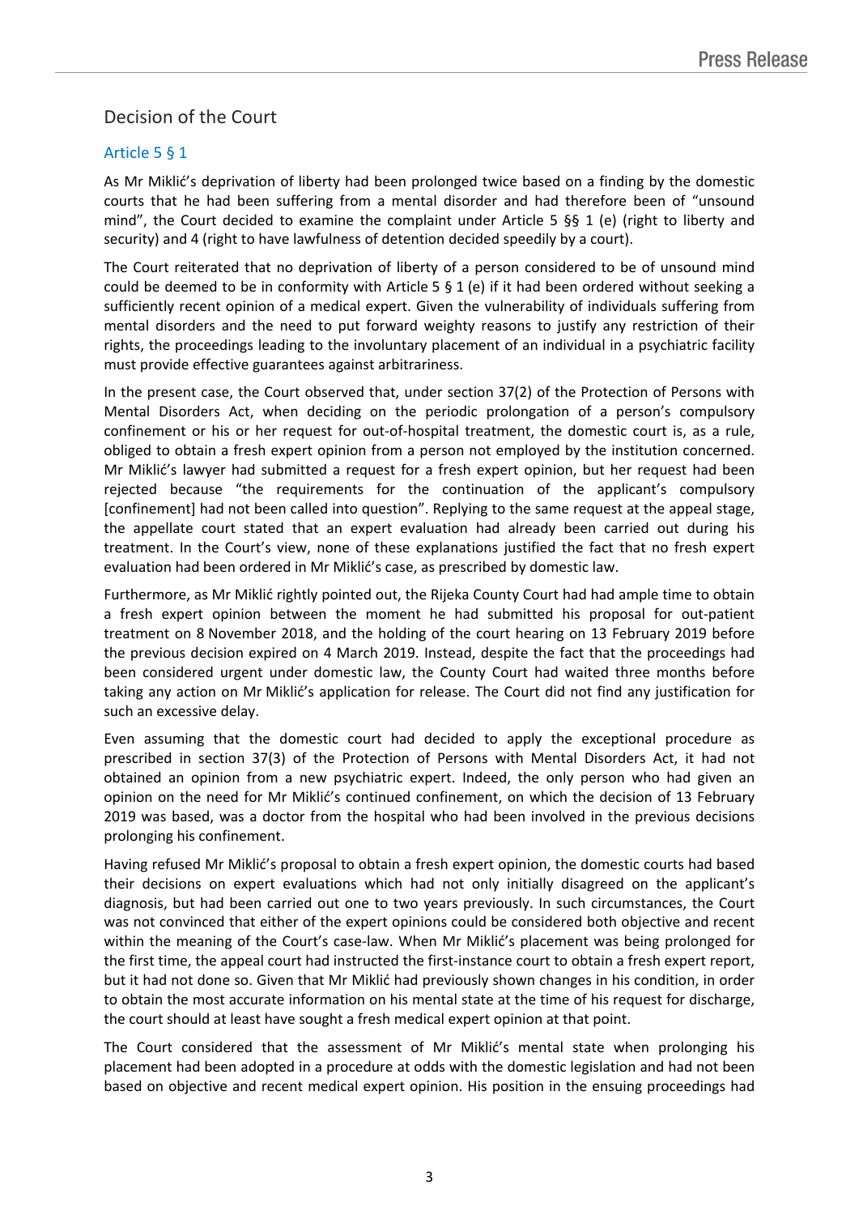## Decision of the Court

### Article 5 § 1

As Mr Miklić's deprivation of liberty had been prolonged twice based on a finding by the domestic courts that he had been suffering from a mental disorder and had therefore been of "unsound mind", the Court decided to examine the complaint under Article 5 §§ 1 (e) (right to liberty and security) and 4 (right to have lawfulness of detention decided speedily by a court).

The Court reiterated that no deprivation of liberty of a person considered to be of unsound mind could be deemed to be in conformity with Article 5 § 1 (e) if it had been ordered without seeking a sufficiently recent opinion of a medical expert. Given the vulnerability of individuals suffering from mental disorders and the need to put forward weighty reasons to justify any restriction of their rights, the proceedings leading to the involuntary placement of an individual in a psychiatric facility must provide effective guarantees against arbitrariness.

In the present case, the Court observed that, under section 37(2) of the Protection of Persons with Mental Disorders Act, when deciding on the periodic prolongation of a person's compulsory confinement or his or her request for out-of-hospital treatment, the domestic court is, as a rule, obliged to obtain a fresh expert opinion from a person not employed by the institution concerned. Mr Miklić's lawyer had submitted a request for a fresh expert opinion, but her request had been rejected because "the requirements for the continuation of the applicant's compulsory [confinement] had not been called into question". Replying to the same request at the appeal stage, the appellate court stated that an expert evaluation had already been carried out during his treatment. In the Court's view, none of these explanations justified the fact that no fresh expert evaluation had been ordered in Mr Miklić's case, as prescribed by domestic law.

Furthermore, as Mr Miklić rightly pointed out, the Rijeka County Court had had ample time to obtain a fresh expert opinion between the moment he had submitted his proposal for out-patient treatment on 8 November 2018, and the holding of the court hearing on 13 February 2019 before the previous decision expired on 4 March 2019. Instead, despite the fact that the proceedings had been considered urgent under domestic law, the County Court had waited three months before taking any action on Mr Miklić's application for release. The Court did not find any justification for such an excessive delay.

Even assuming that the domestic court had decided to apply the exceptional procedure as prescribed in section 37(3) of the Protection of Persons with Mental Disorders Act, it had not obtained an opinion from a new psychiatric expert. Indeed, the only person who had given an opinion on the need for Mr Miklić's continued confinement, on which the decision of 13 February 2019 was based, was a doctor from the hospital who had been involved in the previous decisions prolonging his confinement.

Having refused Mr Miklić's proposal to obtain a fresh expert opinion, the domestic courts had based their decisions on expert evaluations which had not only initially disagreed on the applicant's diagnosis, but had been carried out one to two years previously. In such circumstances, the Court was not convinced that either of the expert opinions could be considered both objective and recent within the meaning of the Court's case-law. When Mr Miklić's placement was being prolonged for the first time, the appeal court had instructed the first-instance court to obtain a fresh expert report, but it had not done so. Given that Mr Miklić had previously shown changes in his condition, in order to obtain the most accurate information on his mental state at the time of his request for discharge, the court should at least have sought a fresh medical expert opinion at that point.

The Court considered that the assessment of Mr Miklić's mental state when prolonging his placement had been adopted in a procedure at odds with the domestic legislation and had not been based on objective and recent medical expert opinion. His position in the ensuing proceedings had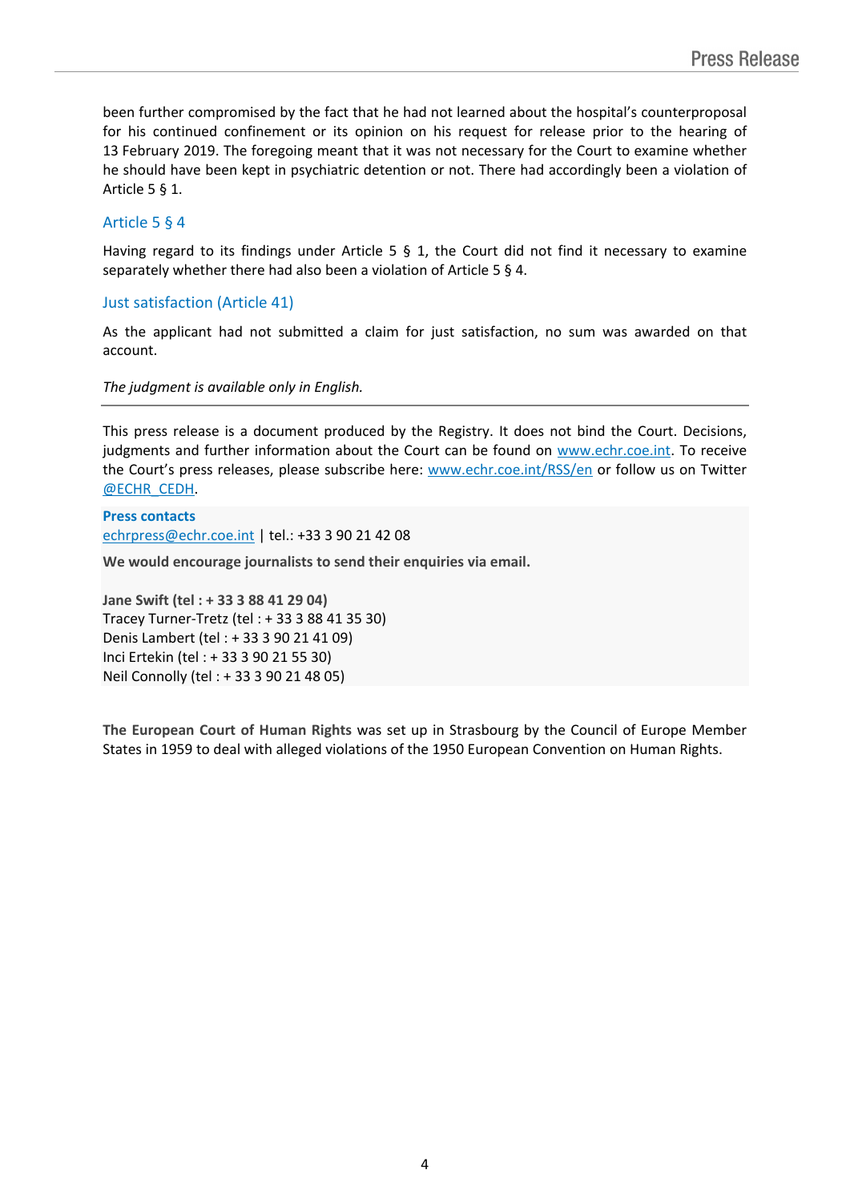been further compromised by the fact that he had not learned about the hospital's counterproposal for his continued confinement or its opinion on his request for release prior to the hearing of 13 February 2019. The foregoing meant that it was not necessary for the Court to examine whether he should have been kept in psychiatric detention or not. There had accordingly been a violation of Article 5 § 1.

## Article 5 § 4

Having regard to its findings under Article 5 § 1, the Court did not find it necessary to examine separately whether there had also been a violation of Article 5 § 4.

## Just satisfaction (Article 41)

As the applicant had not submitted a claim for just satisfaction, no sum was awarded on that account.

*The judgment is available only in English.*

---

This press release is a document produced by the Registry. It does not bind the Court. Decisions, judgments and further information about the Court can be found on www.echr.coe.int. To receive the Court's press releases, please subscribe here: www.echr.coe.int/RSS/en or follow us on Twitter @ECHR_CEDH.

**Press contacts**
echrpress@echr.coe.int | tel.: +33 3 90 21 42 08

**We would encourage journalists to send their enquiries via email.**

**Jane Swift (tel : + 33 3 88 41 29 04)**
Tracey Turner-Tretz (tel : + 33 3 88 41 35 30)
Denis Lambert (tel : + 33 3 90 21 41 09)
Inci Ertekin (tel : + 33 3 90 21 55 30)
Neil Connolly (tel : + 33 3 90 21 48 05)

**The European Court of Human Rights** was set up in Strasbourg by the Council of Europe Member States in 1959 to deal with alleged violations of the 1950 European Convention on Human Rights.